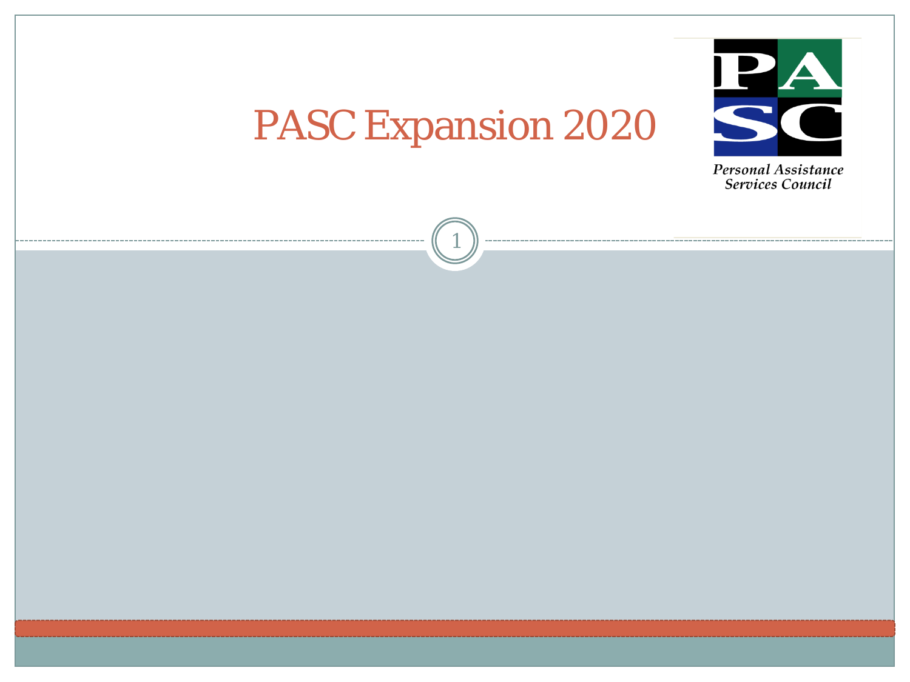# PASC Expansion 2020

Personal Assistance Services Council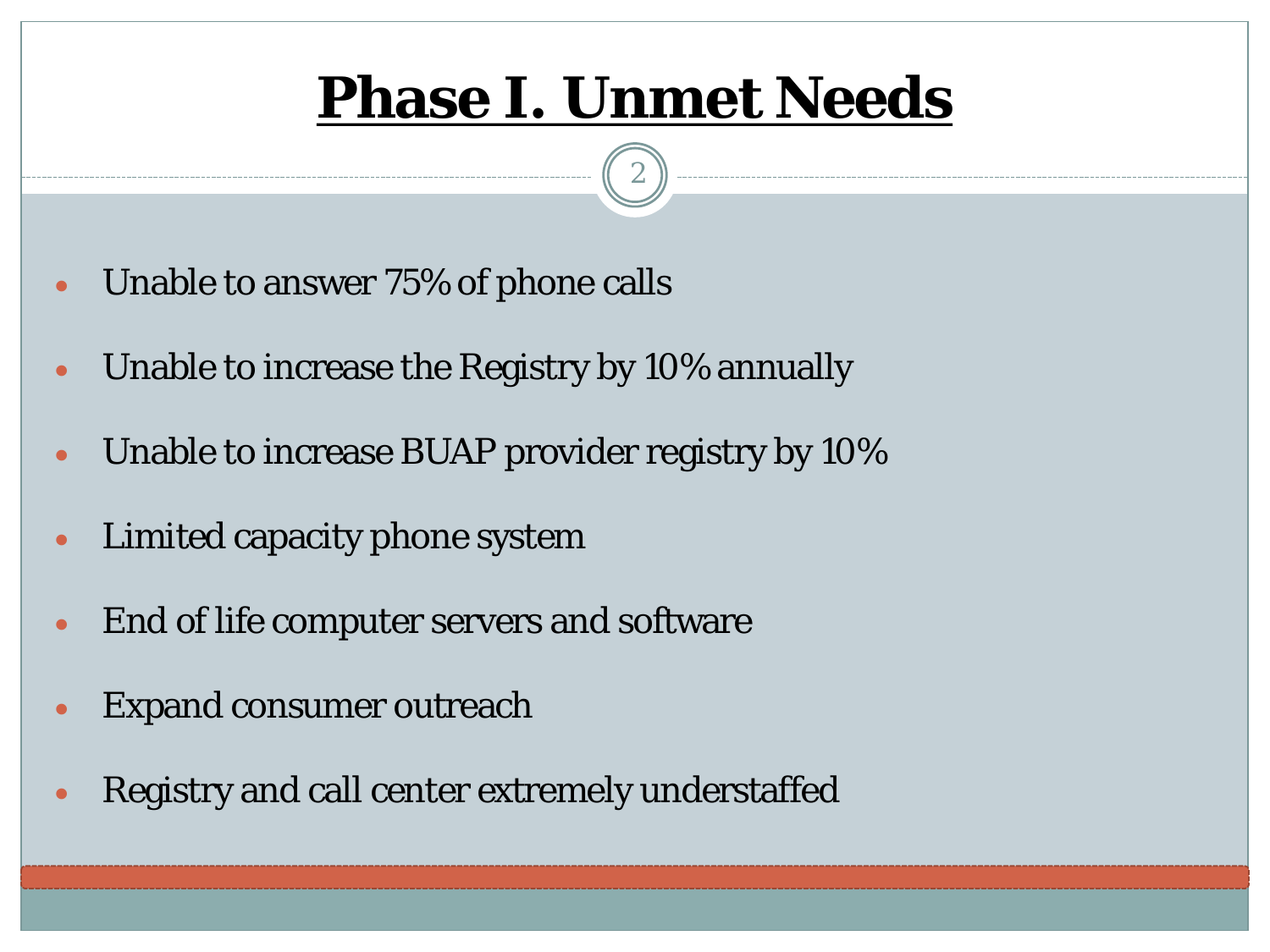# Phase I. Unmet Needs

- Unable to answer 75% of phone calls
- Unable to increase the Registry by 10% annually
- Unable to increase BUAP provider registry by 10%
- Limited capacity phone system
- End of life computer servers and software
- Expand consumer outreach
- Registry and call center extremely understaffed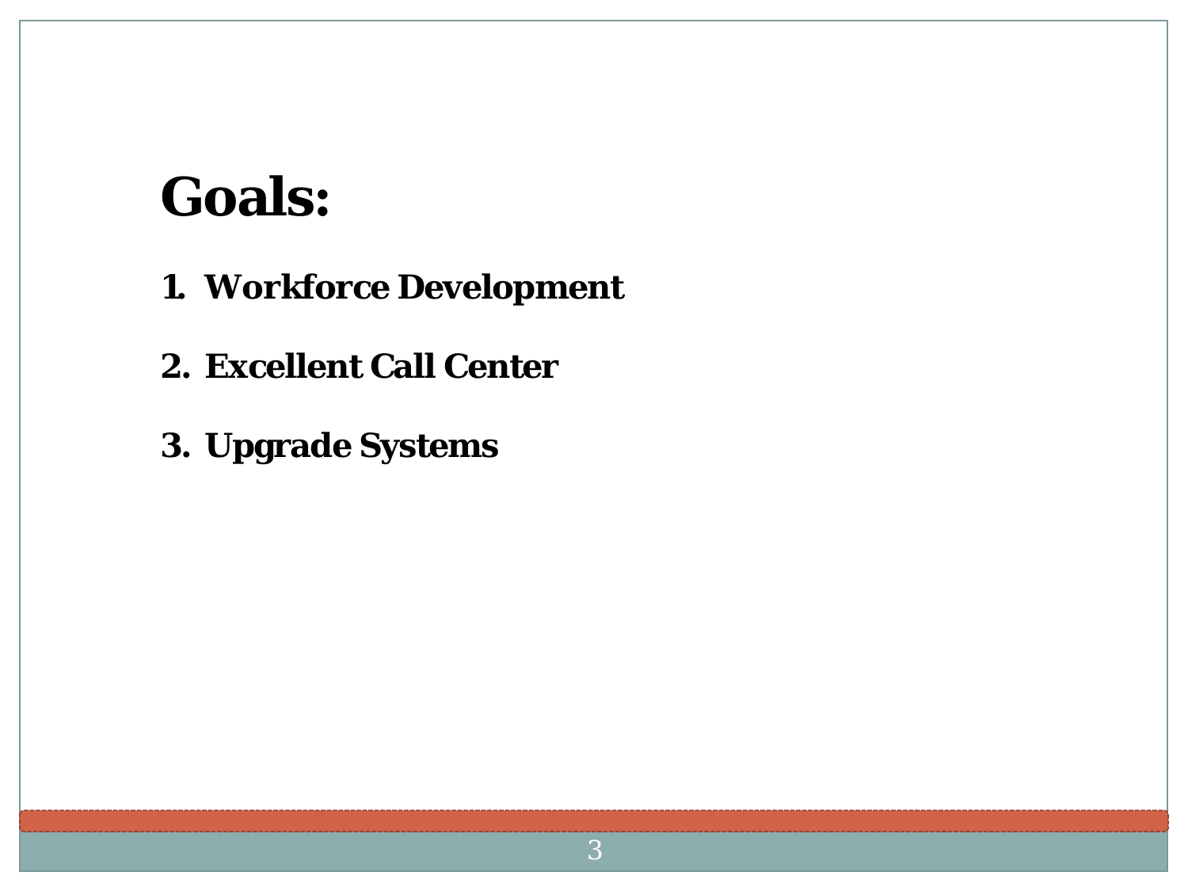# Goals:

1. **Workforce Development**
2. **Excellent Call Center**
3. **Upgrade Systems**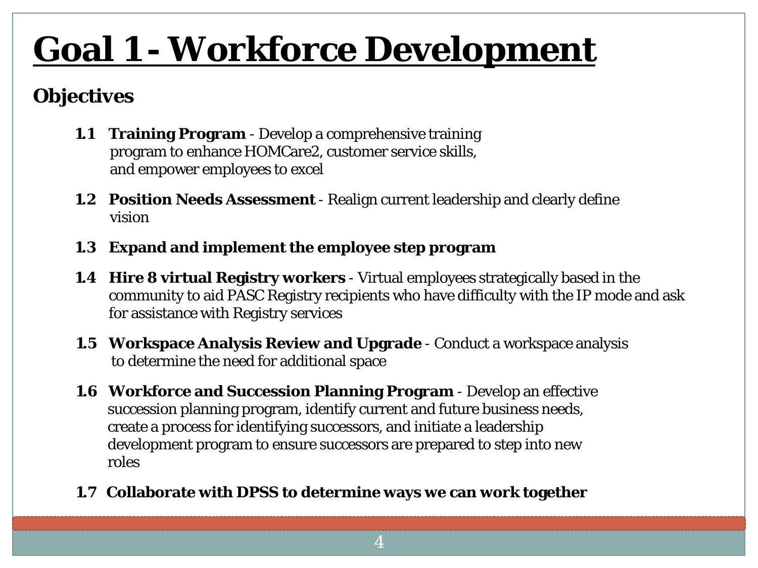# Goal 1 - Workforce Development

## Objectives

1.1 **Training Program** - Develop a comprehensive training program to enhance HOMCare2, customer service skills, and empower employees to excel

1.2 **Position Needs Assessment** - Realign current leadership and clearly define vision

1.3 **Expand and implement the employee step program**

1.4 **Hire 8 virtual Registry workers** - Virtual employees strategically based in the community to aid PASC Registry recipients who have difficulty with the IP mode and ask for assistance with Registry services

1.5 **Workspace Analysis Review and Upgrade** - Conduct a workspace analysis to determine the need for additional space

1.6 **Workforce and Succession Planning Program** - Develop an effective succession planning program, identify current and future business needs, create a process for identifying successors, and initiate a leadership development program to ensure successors are prepared to step into new roles

1.7 **Collaborate with DPSS to determine ways we can work together**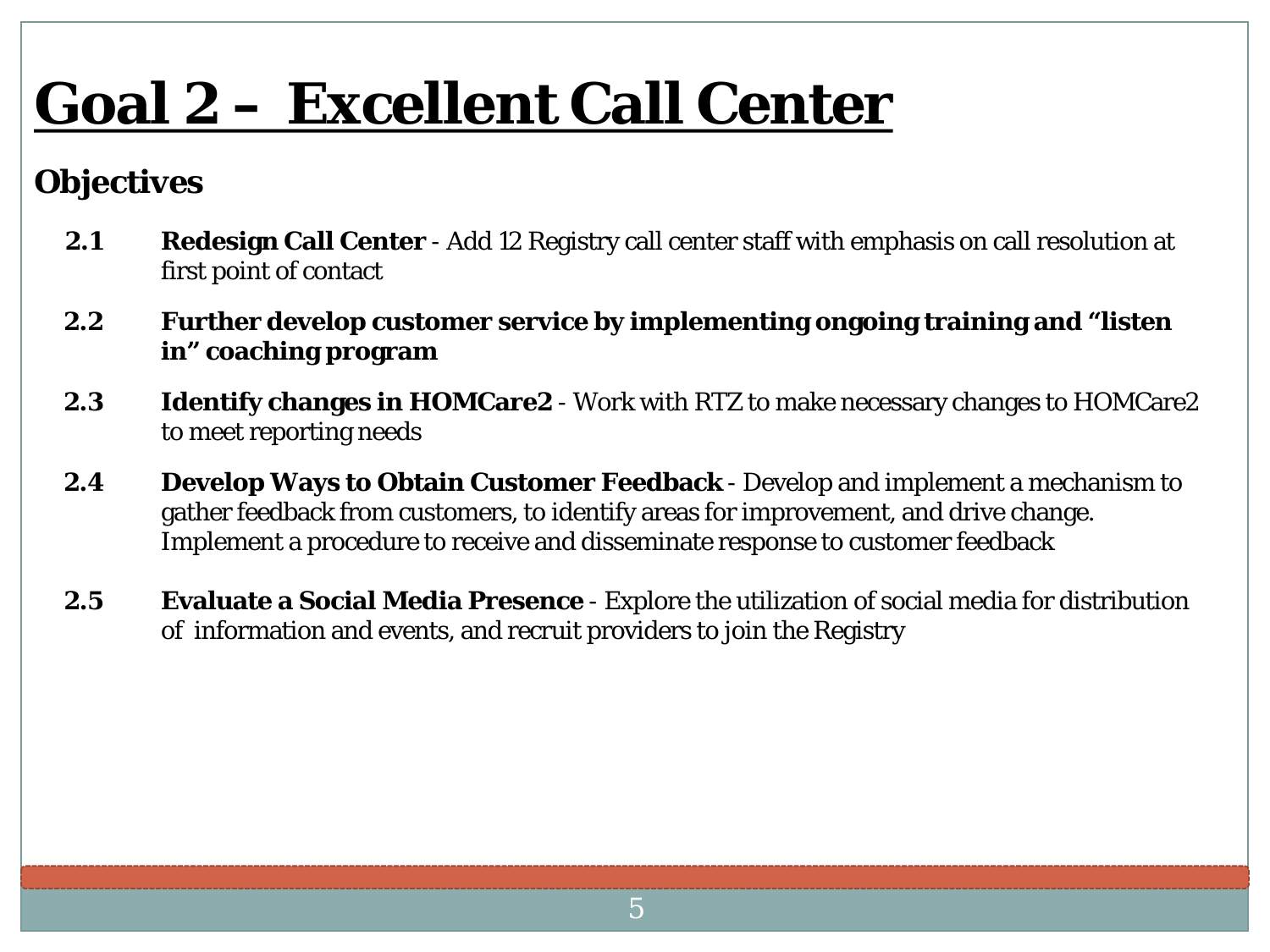# Goal 2 – Excellent Call Center

## Objectives

**2.1** **Redesign Call Center** - Add 12 Registry call center staff with emphasis on call resolution at first point of contact

**2.2** **Further develop customer service by implementing ongoing training and "listen in" coaching program**

**2.3** **Identify changes in HOMCare2** - Work with RTZ to make necessary changes to HOMCare2 to meet reporting needs

**2.4** **Develop Ways to Obtain Customer Feedback** - Develop and implement a mechanism to gather feedback from customers, to identify areas for improvement, and drive change. Implement a procedure to receive and disseminate response to customer feedback

**2.5** **Evaluate a Social Media Presence** - Explore the utilization of social media for distribution of information and events, and recruit providers to join the Registry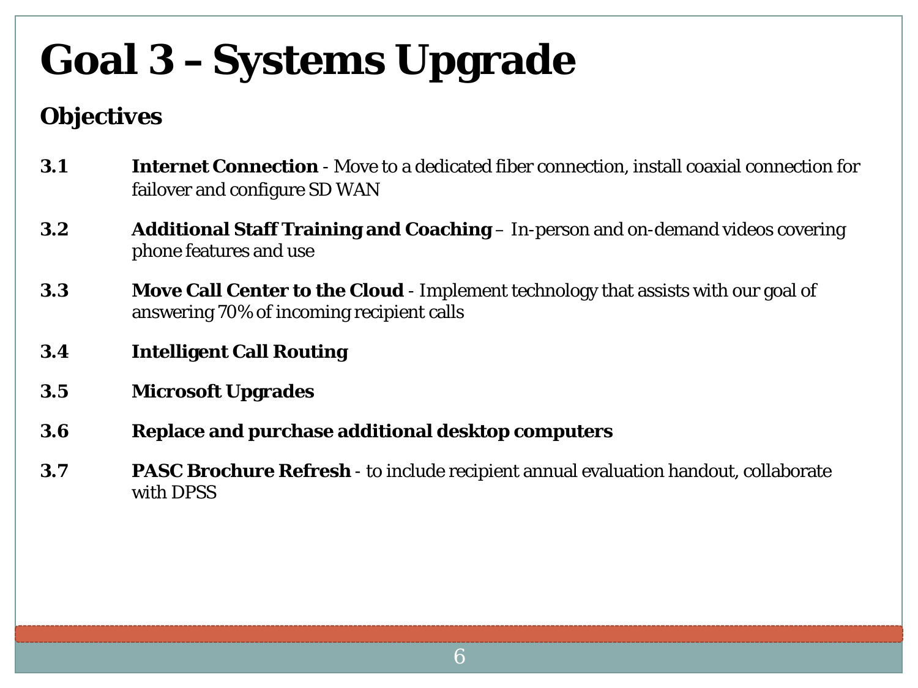# Goal 3 – Systems Upgrade

## Objectives

**3.1** **Internet Connection** - Move to a dedicated fiber connection, install coaxial connection for failover and configure SD WAN

**3.2** **Additional Staff Training and Coaching** – In-person and on-demand videos covering phone features and use

**3.3** **Move Call Center to the Cloud** - Implement technology that assists with our goal of answering 70% of incoming recipient calls

**3.4** **Intelligent Call Routing**

**3.5** **Microsoft Upgrades**

**3.6** **Replace and purchase additional desktop computers**

**3.7** **PASC Brochure Refresh** - to include recipient annual evaluation handout, collaborate with DPSS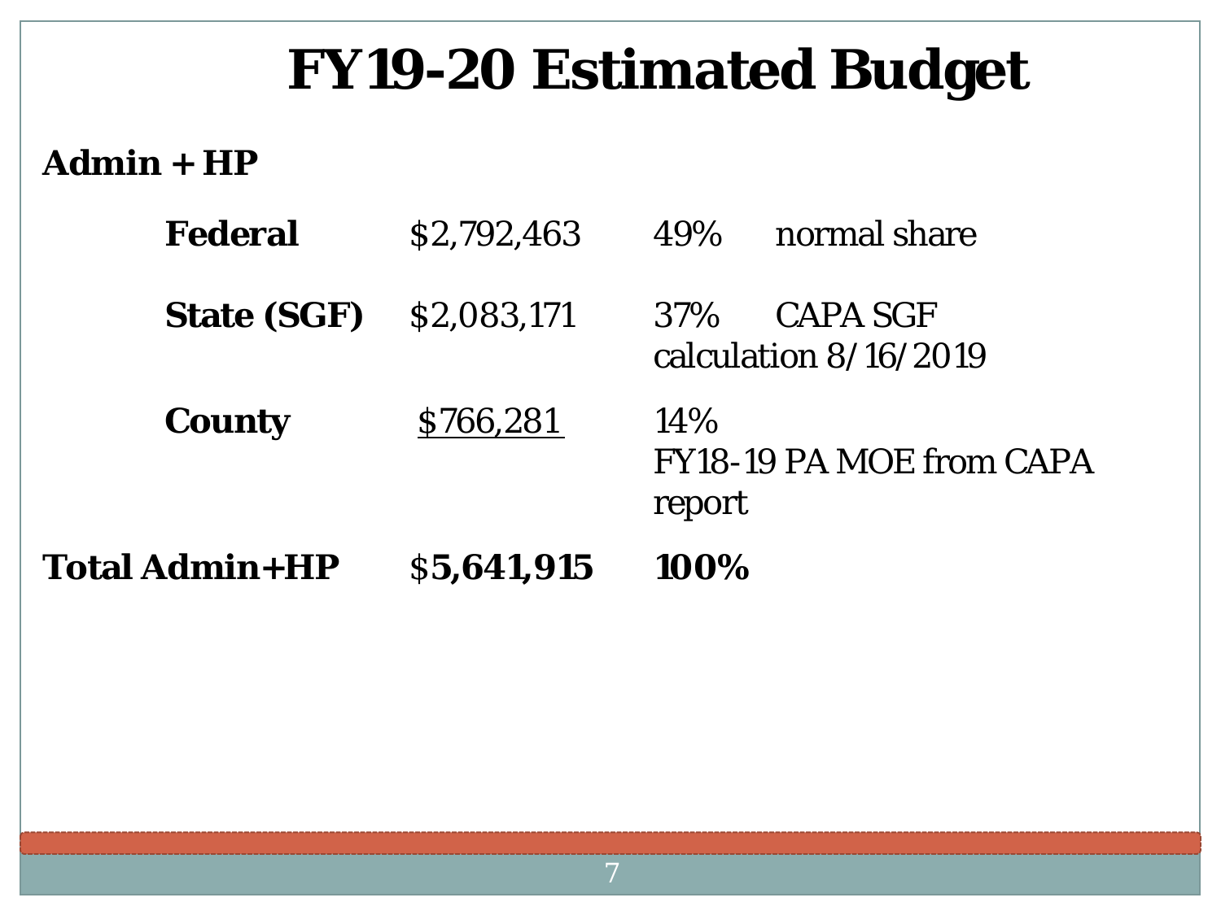# FY19-20 Estimated Budget

**Admin + HP**

| | | | |
|---|---|---|---|
| **Federal** | $2,792,463 | 49% | normal share |
| **State (SGF)** | $2,083,171 | 37% | CAPA SGF calculation 8/16/2019 |
| **County** | $766,281 | 14% | FY18-19 PA MOE from CAPA report |
| **Total Admin+HP** | **$5,641,915** | **100%** | |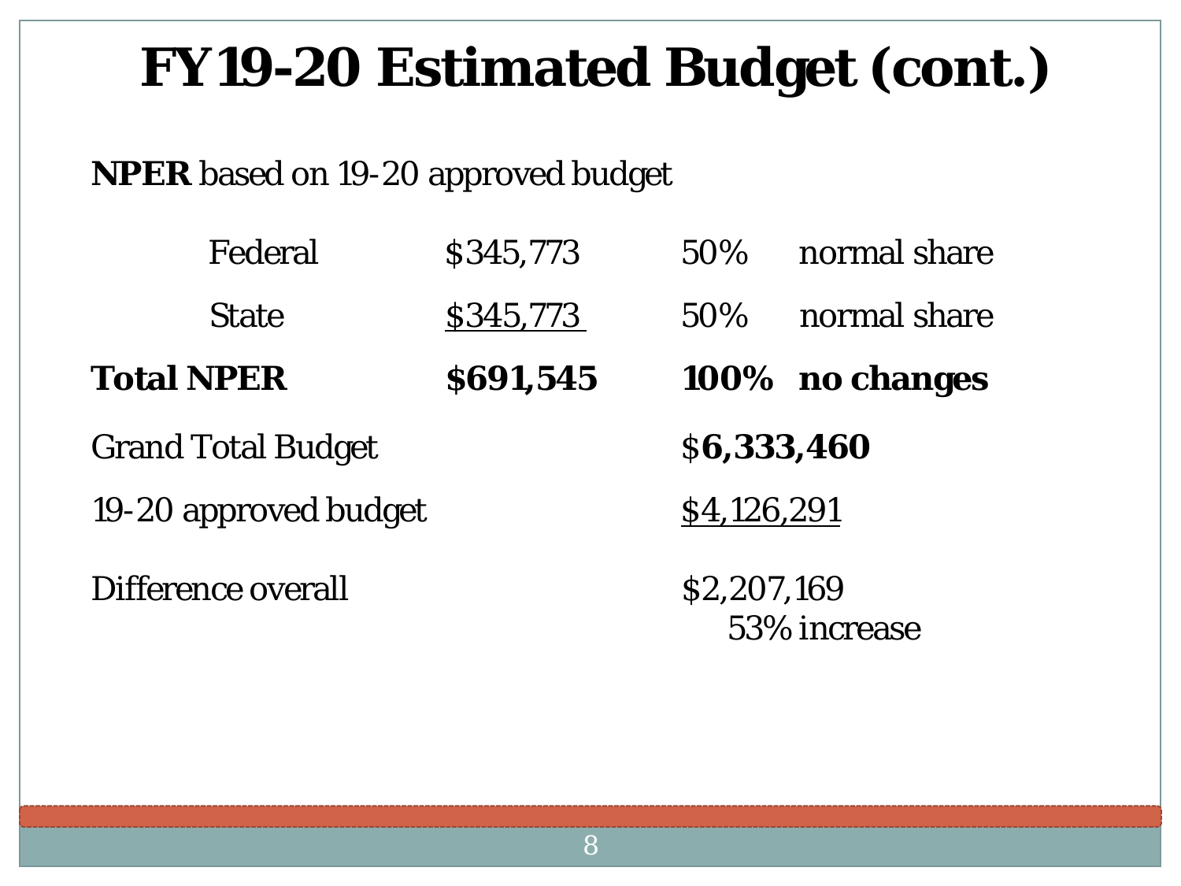# FY19-20 Estimated Budget (cont.)

**NPER** based on 19-20 approved budget

| | | | |
|---|---|---|---|
| Federal | $345,773 | 50% | normal share |
| State | $345,773 | 50% | normal share |
| **Total NPER** | **$691,545** | **100%** | **no changes** |

| | |
|---|---|
| Grand Total Budget | $**6,333,460** |
| 19-20 approved budget | $4,126,291 |
| Difference overall | $2,207,169<br>53% increase |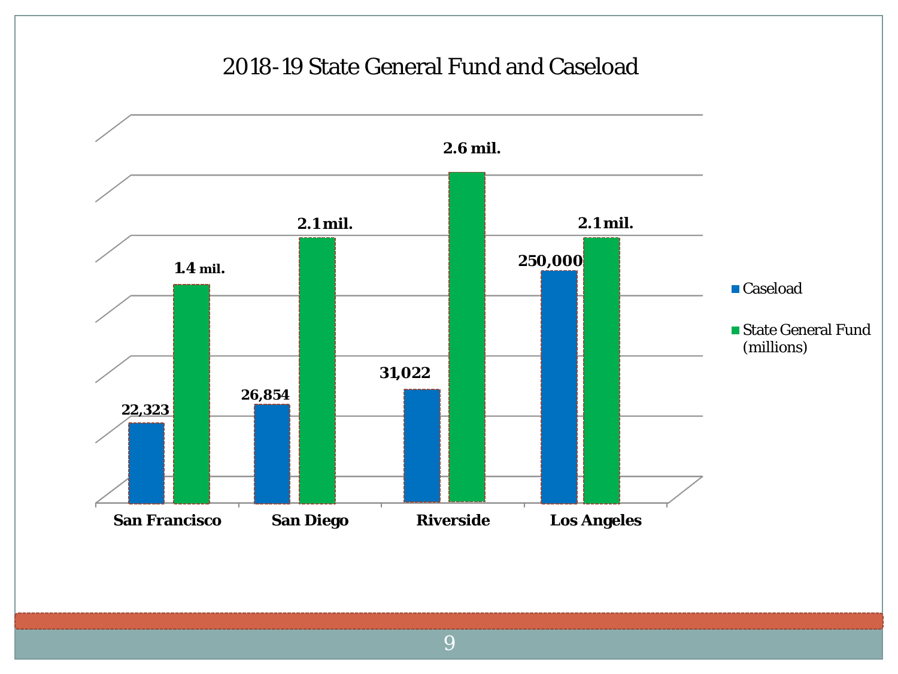# 2018-19 State General Fund and Caseload

22,323

1.4 mil.

26,854

2.1 mil.

31,022

2.6 mil.

250,000

2.1 mil.

San Francisco

San Diego

Riverside

Los Angeles

Caseload

State General Fund (millions)